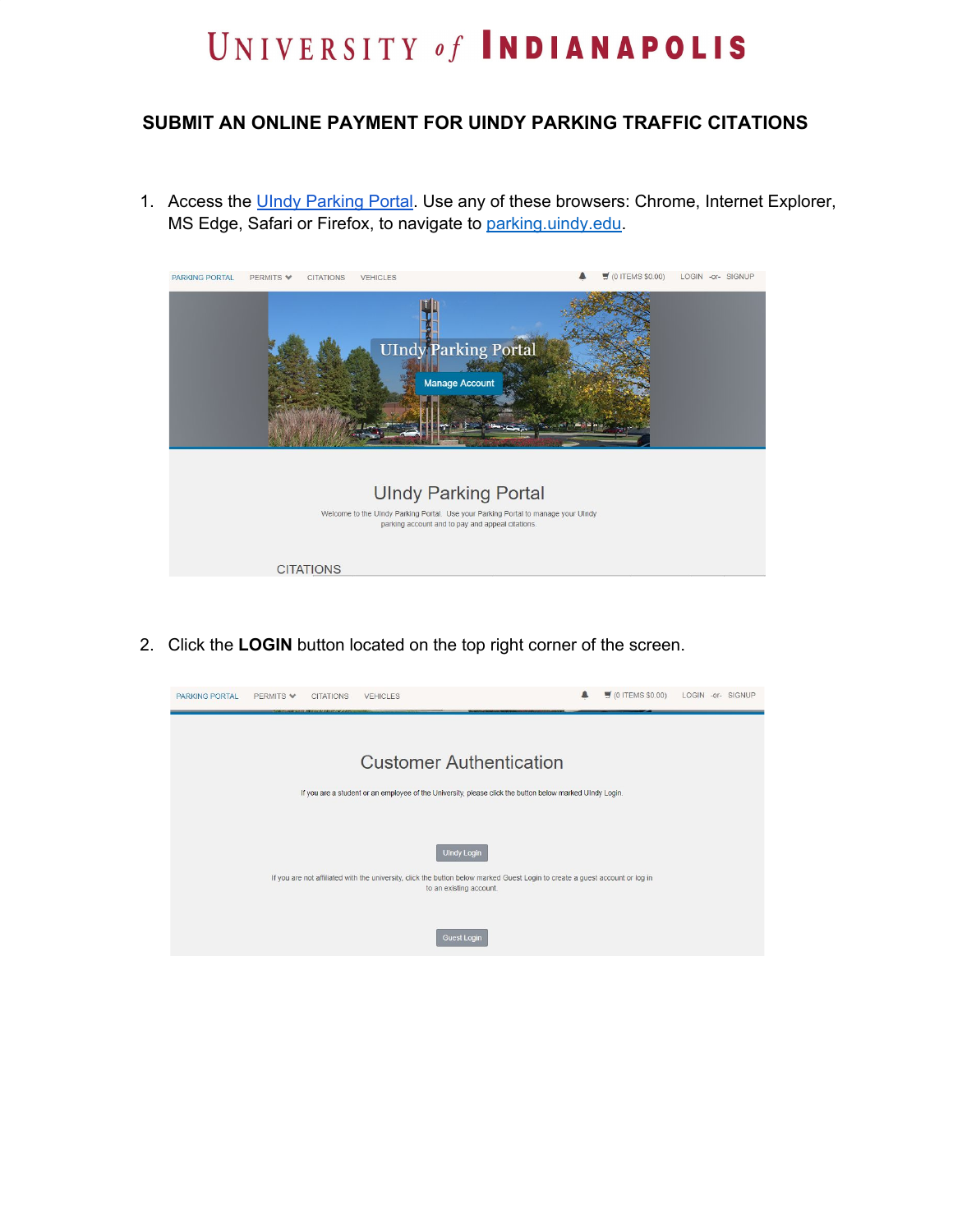# UNIVERSITY of INDIANAPOLIS

## SUBMIT AN ONLINE PAYMENT FOR UINDY PARKING TRAFFIC CITATIONS

1. Access the UIndy Parking Portal. Use any of these browsers: Chrome, Internet Explorer, MS Edge, Safari or Firefox, to navigate to parking.uindy.edu.

2. Click the **LOGIN** button located on the top right corner of the screen.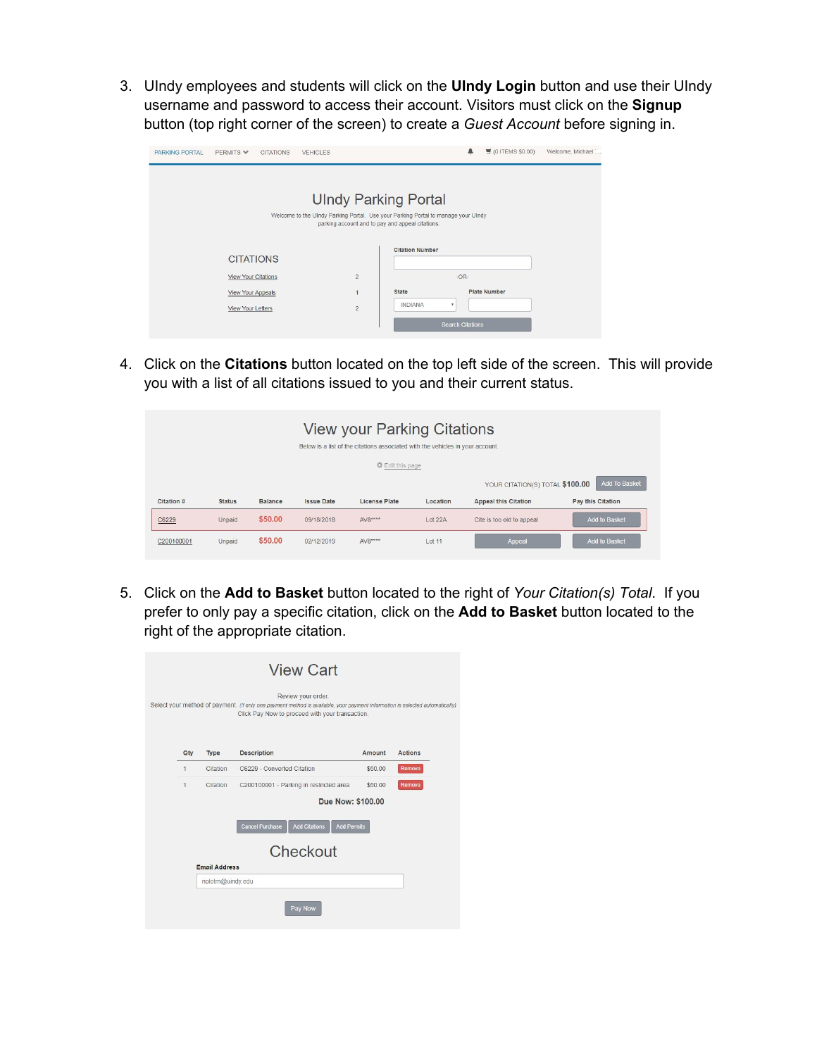3. UIndy employees and students will click on the **UIndy Login** button and use their UIndy username and password to access their account. Visitors must click on the **Signup** button (top right corner of the screen) to create a *Guest Account* before signing in.

4. Click on the **Citations** button located on the top left side of the screen. This will provide you with a list of all citations issued to you and their current status.

5. Click on the **Add to Basket** button located to the right of *Your Citation(s) Total*. If you prefer to only pay a specific citation, click on the **Add to Basket** button located to the right of the appropriate citation.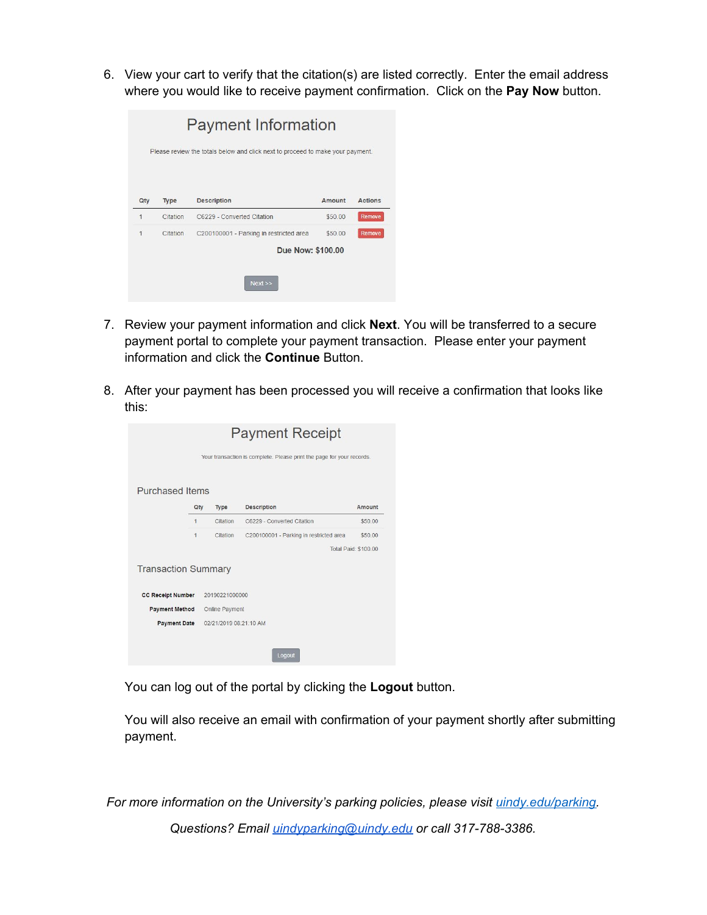6. View your cart to verify that the citation(s) are listed correctly. Enter the email address where you would like to receive payment confirmation. Click on the **Pay Now** button.

## Payment Information

Please review the totals below and click next to proceed to make your payment.

| Qty | Type | Description | Amount | Actions |
|---|---|---|---|---|
| 1 | Citation | C6229 - Converted Citation | $50.00 | Remove |
| 1 | Citation | C200100001 - Parking in restricted area | $50.00 | Remove |

**Due Now: $100.00**

Next >>

7. Review your payment information and click **Next**. You will be transferred to a secure payment portal to complete your payment transaction. Please enter your payment information and click the **Continue** Button.

8. After your payment has been processed you will receive a confirmation that looks like this:

## Payment Receipt

Your transaction is complete. Please print the page for your records.

### Purchased Items

| Qty | Type | Description | Amount |
|---|---|---|---|
| 1 | Citation | C6229 - Converted Citation | $50.00 |
| 1 | Citation | C200100001 - Parking in restricted area | $50.00 |

Total Paid: $100.00

### Transaction Summary

| | |
|---|---|
| **CC Receipt Number** | 20190221000000 |
| **Payment Method** | Online Payment |
| **Payment Date** | 02/21/2019 08:21:10 AM |

Logout

You can log out of the portal by clicking the **Logout** button.

You will also receive an email with confirmation of your payment shortly after submitting payment.

*For more information on the University's parking policies, please visit [uindy.edu/parking](uindy.edu/parking).*

*Questions? Email [uindyparking@uindy.edu](mailto:uindyparking@uindy.edu) or call 317-788-3386.*